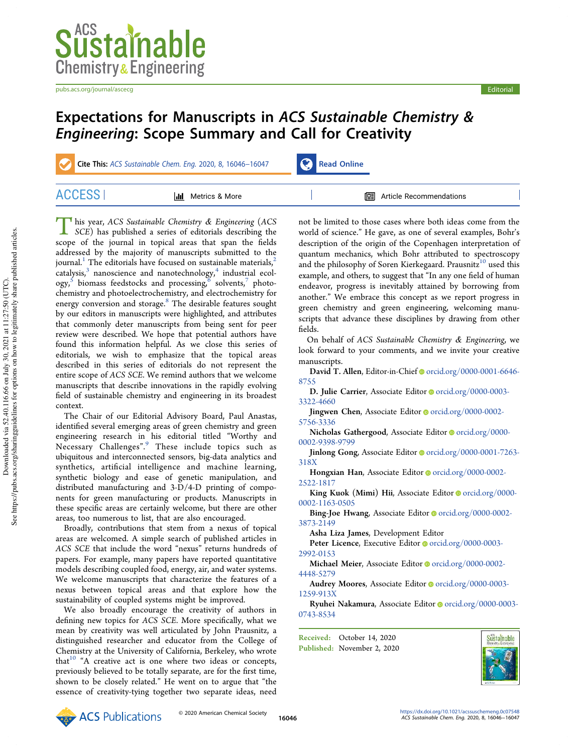# Expectations for Manuscripts in *ACS Sustainable Chemistry & Engineering*: Scope Summary and Call for Creativity

This year, *ACS Sustainable Chemistry & Engineering* (*ACS SCE*) has published a series of editorials describing the scope of the journal in topical areas that span the fields addressed by the majority of manuscripts submitted to the journal.[1] The editorials have focused on sustainable materials,[2] catalysis,[3] nanoscience and nanotechnology,[4] industrial ecology,[5] biomass feedstocks and processing,[6] solvents,[7] photochemistry and photoelectrochemistry, and electrochemistry for energy conversion and storage.[8] The desirable features sought by our editors in manuscripts were highlighted, and attributes that commonly deter manuscripts from being sent for peer review were described. We hope that potential authors have found this information helpful. As we close this series of editorials, we wish to emphasize that the topical areas described in this series of editorials do not represent the entire scope of *ACS SCE*. We remind authors that we welcome manuscripts that describe innovations in the rapidly evolving field of sustainable chemistry and engineering in its broadest context.

The Chair of our Editorial Advisory Board, Paul Anastas, identified several emerging areas of green chemistry and green engineering research in his editorial titled "Worthy and Necessary Challenges".[9] These include topics such as ubiquitous and interconnected sensors, big-data analytics and synthetics, artificial intelligence and machine learning, synthetic biology and ease of genetic manipulation, and distributed manufacturing and 3-D/4-D printing of components for green manufacturing or products. Manuscripts in these specific areas are certainly welcome, but there are other areas, too numerous to list, that are also encouraged.

Broadly, contributions that stem from a nexus of topical areas are welcomed. A simple search of published articles in *ACS SCE* that include the word "nexus" returns hundreds of papers. For example, many papers have reported quantitative models describing coupled food, energy, air, and water systems. We welcome manuscripts that characterize the features of a nexus between topical areas and that explore how the sustainability of coupled systems might be improved.

We also broadly encourage the creativity of authors in defining new topics for *ACS SCE*. More specifically, what we mean by creativity was well articulated by John Prausnitz, a distinguished researcher and educator from the College of Chemistry at the University of California, Berkeley, who wrote that[10] "A creative act is one where two ideas or concepts, previously believed to be totally separate, are for the first time, shown to be closely related." He went on to argue that "the essence of creativity-tying together two separate ideas, need not be limited to those cases where both ideas come from the world of science." He gave, as one of several examples, Bohr's description of the origin of the Copenhagen interpretation of quantum mechanics, which Bohr attributed to spectroscopy and the philosophy of Soren Kierkegaard. Prausnitz[10] used this example, and others, to suggest that "In any one field of human endeavor, progress is inevitably attained by borrowing from another." We embrace this concept as we report progress in green chemistry and green engineering, welcoming manuscripts that advance these disciplines by drawing from other fields.

On behalf of *ACS Sustainable Chemistry & Engineering*, we look forward to your comments, and we invite your creative manuscripts.

**David T. Allen**, Editor-in-Chief orcid.org/0000-0001-6646-8755

**D. Julie Carrier**, Associate Editor orcid.org/0000-0003-3322-4660

**Jingwen Chen**, Associate Editor orcid.org/0000-0002-5756-3336

**Nicholas Gathergood**, Associate Editor orcid.org/0000-0002-9398-9799

**Jinlong Gong**, Associate Editor orcid.org/0000-0001-7263-318X

**Hongxian Han**, Associate Editor orcid.org/0000-0002-2522-1817

**King Kuok (Mimi) Hii**, Associate Editor orcid.org/0000-0002-1163-0505

**Bing-Joe Hwang**, Associate Editor orcid.org/0000-0002-3873-2149

**Asha Liza James**, Development Editor

**Peter Licence**, Executive Editor orcid.org/0000-0003-2992-0153

**Michael Meier**, Associate Editor orcid.org/0000-0002-4448-5279

**Audrey Moores**, Associate Editor orcid.org/0000-0003-1259-913X

**Ryuhei Nakamura**, Associate Editor orcid.org/0000-0003-0743-8534

Received: October 14, 2020
Published: November 2, 2020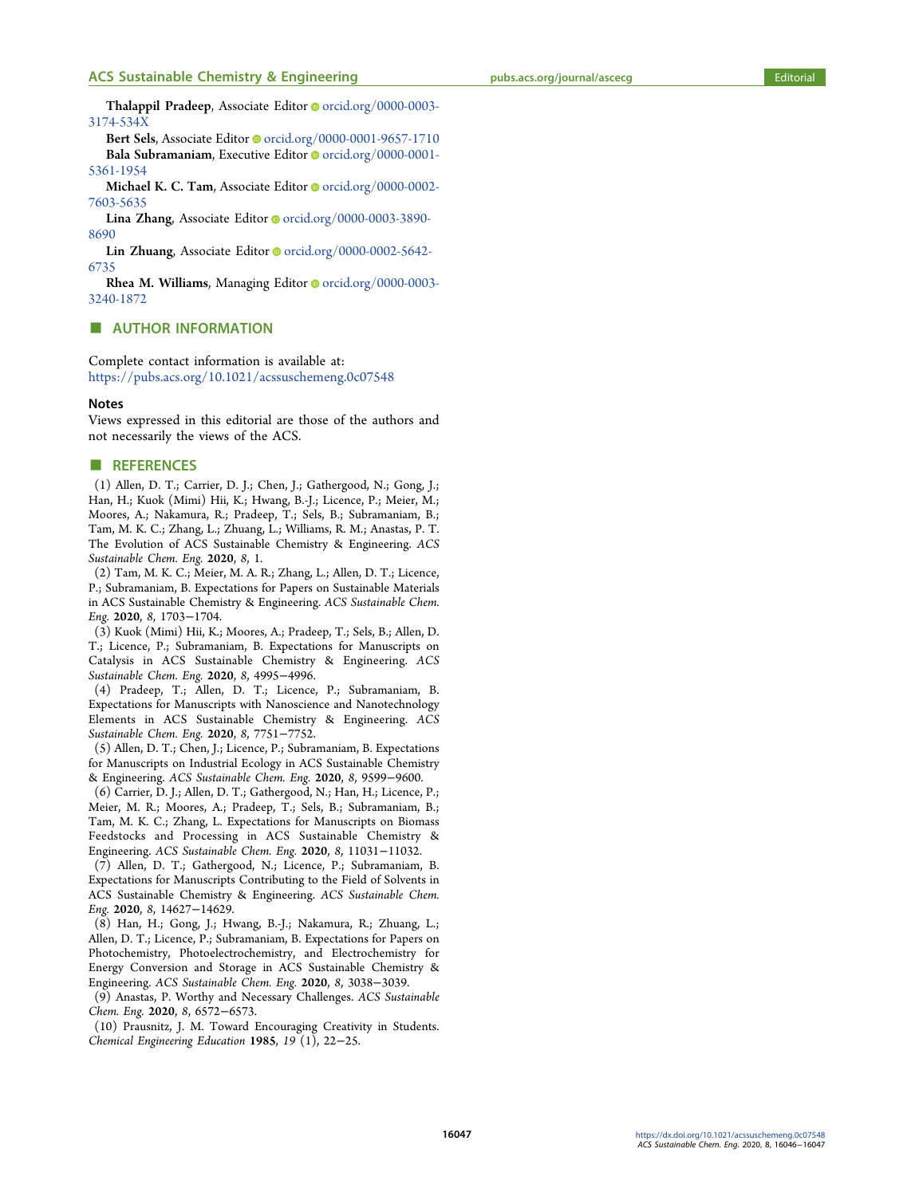**Thalappil Pradeep**, Associate Editor orcid.org/0000-0003-3174-534X

**Bert Sels**, Associate Editor orcid.org/0000-0001-9657-1710

**Bala Subramaniam**, Executive Editor orcid.org/0000-0001-5361-1954

**Michael K. C. Tam**, Associate Editor orcid.org/0000-0002-7603-5635

**Lina Zhang**, Associate Editor orcid.org/0000-0003-3890-8690

**Lin Zhuang**, Associate Editor orcid.org/0000-0002-5642-6735

**Rhea M. Williams**, Managing Editor orcid.org/0000-0003-3240-1872

## ■ AUTHOR INFORMATION

Complete contact information is available at:
https://pubs.acs.org/10.1021/acssuschemeng.0c07548

### Notes

Views expressed in this editorial are those of the authors and not necessarily the views of the ACS.

## ■ REFERENCES

(1) Allen, D. T.; Carrier, D. J.; Chen, J.; Gathergood, N.; Gong, J.; Han, H.; Kuok (Mimi) Hii, K.; Hwang, B.-J.; Licence, P.; Meier, M.; Moores, A.; Nakamura, R.; Pradeep, T.; Sels, B.; Subramaniam, B.; Tam, M. K. C.; Zhang, L.; Zhuang, L.; Williams, R. M.; Anastas, P. T. The Evolution of ACS Sustainable Chemistry & Engineering. *ACS Sustainable Chem. Eng.* **2020**, *8*, 1.

(2) Tam, M. K. C.; Meier, M. A. R.; Zhang, L.; Allen, D. T.; Licence, P.; Subramaniam, B. Expectations for Papers on Sustainable Materials in ACS Sustainable Chemistry & Engineering. *ACS Sustainable Chem. Eng.* **2020**, *8*, 1703−1704.

(3) Kuok (Mimi) Hii, K.; Moores, A.; Pradeep, T.; Sels, B.; Allen, D. T.; Licence, P.; Subramaniam, B. Expectations for Manuscripts on Catalysis in ACS Sustainable Chemistry & Engineering. *ACS Sustainable Chem. Eng.* **2020**, *8*, 4995−4996.

(4) Pradeep, T.; Allen, D. T.; Licence, P.; Subramaniam, B. Expectations for Manuscripts with Nanoscience and Nanotechnology Elements in ACS Sustainable Chemistry & Engineering. *ACS Sustainable Chem. Eng.* **2020**, *8*, 7751−7752.

(5) Allen, D. T.; Chen, J.; Licence, P.; Subramaniam, B. Expectations for Manuscripts on Industrial Ecology in ACS Sustainable Chemistry & Engineering. *ACS Sustainable Chem. Eng.* **2020**, *8*, 9599−9600.

(6) Carrier, D. J.; Allen, D. T.; Gathergood, N.; Han, H.; Licence, P.; Meier, M. R.; Moores, A.; Pradeep, T.; Sels, B.; Subramaniam, B.; Tam, M. K. C.; Zhang, L. Expectations for Manuscripts on Biomass Feedstocks and Processing in ACS Sustainable Chemistry & Engineering. *ACS Sustainable Chem. Eng.* **2020**, *8*, 11031−11032.

(7) Allen, D. T.; Gathergood, N.; Licence, P.; Subramaniam, B. Expectations for Manuscripts Contributing to the Field of Solvents in ACS Sustainable Chemistry & Engineering. *ACS Sustainable Chem. Eng.* **2020**, *8*, 14627−14629.

(8) Han, H.; Gong, J.; Hwang, B.-J.; Nakamura, R.; Zhuang, L.; Allen, D. T.; Licence, P.; Subramaniam, B. Expectations for Papers on Photochemistry, Photoelectrochemistry, and Electrochemistry for Energy Conversion and Storage in ACS Sustainable Chemistry & Engineering. *ACS Sustainable Chem. Eng.* **2020**, *8*, 3038−3039.

(9) Anastas, P. Worthy and Necessary Challenges. *ACS Sustainable Chem. Eng.* **2020**, *8*, 6572−6573.

(10) Prausnitz, J. M. Toward Encouraging Creativity in Students. *Chemical Engineering Education* **1985**, *19* (1), 22−25.